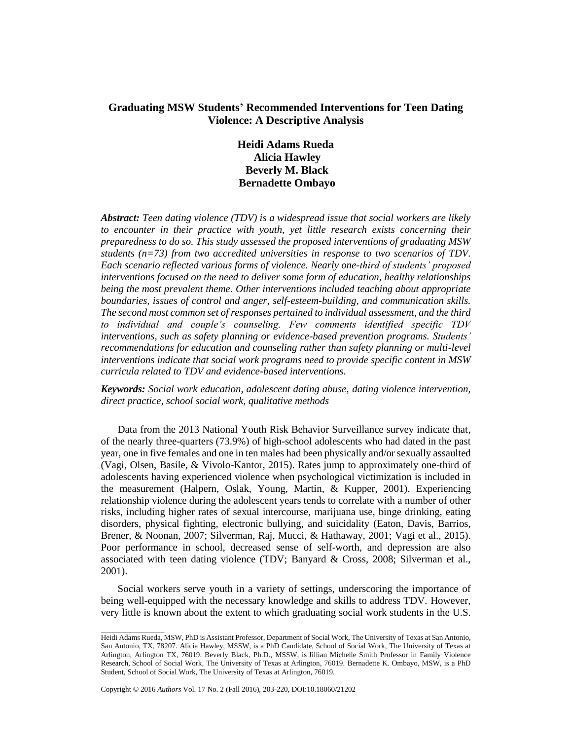# Graduating MSW Students' Recommended Interventions for Teen Dating Violence: A Descriptive Analysis

**Heidi Adams Rueda**
**Alicia Hawley**
**Beverly M. Black**
**Bernadette Ombayo**

***Abstract:*** *Teen dating violence (TDV) is a widespread issue that social workers are likely to encounter in their practice with youth, yet little research exists concerning their preparedness to do so. This study assessed the proposed interventions of graduating MSW students (n=73) from two accredited universities in response to two scenarios of TDV. Each scenario reflected various forms of violence. Nearly one-third of students' proposed interventions focused on the need to deliver some form of education, healthy relationships being the most prevalent theme. Other interventions included teaching about appropriate boundaries, issues of control and anger, self-esteem-building, and communication skills. The second most common set of responses pertained to individual assessment, and the third to individual and couple's counseling. Few comments identified specific TDV interventions, such as safety planning or evidence-based prevention programs. Students' recommendations for education and counseling rather than safety planning or multi-level interventions indicate that social work programs need to provide specific content in MSW curricula related to TDV and evidence-based interventions.*

***Keywords:*** *Social work education, adolescent dating abuse, dating violence intervention, direct practice, school social work, qualitative methods*

Data from the 2013 National Youth Risk Behavior Surveillance survey indicate that, of the nearly three-quarters (73.9%) of high-school adolescents who had dated in the past year, one in five females and one in ten males had been physically and/or sexually assaulted (Vagi, Olsen, Basile, & Vivolo-Kantor, 2015). Rates jump to approximately one-third of adolescents having experienced violence when psychological victimization is included in the measurement (Halpern, Oslak, Young, Martin, & Kupper, 2001). Experiencing relationship violence during the adolescent years tends to correlate with a number of other risks, including higher rates of sexual intercourse, marijuana use, binge drinking, eating disorders, physical fighting, electronic bullying, and suicidality (Eaton, Davis, Barrios, Brener, & Noonan, 2007; Silverman, Raj, Mucci, & Hathaway, 2001; Vagi et al., 2015). Poor performance in school, decreased sense of self-worth, and depression are also associated with teen dating violence (TDV; Banyard & Cross, 2008; Silverman et al., 2001).

Social workers serve youth in a variety of settings, underscoring the importance of being well-equipped with the necessary knowledge and skills to address TDV. However, very little is known about the extent to which graduating social work students in the U.S.

---

Heidi Adams Rueda, MSW, PhD is Assistant Professor, Department of Social Work, The University of Texas at San Antonio, San Antonio, TX, 78207. Alicia Hawley, MSSW, is a PhD Candidate, School of Social Work, The University of Texas at Arlington, Arlington TX, 76019. Beverly Black, Ph.D., MSSW, is Jillian Michelle Smith Professor in Family Violence Research, School of Social Work, The University of Texas at Arlington, 76019. Bernadette K. Ombayo, MSW, is a PhD Student, School of Social Work, The University of Texas at Arlington, 76019.

Copyright © 2016 *Authors* Vol. 17 No. 2 (Fall 2016), 203-220, DOI:10.18060/21202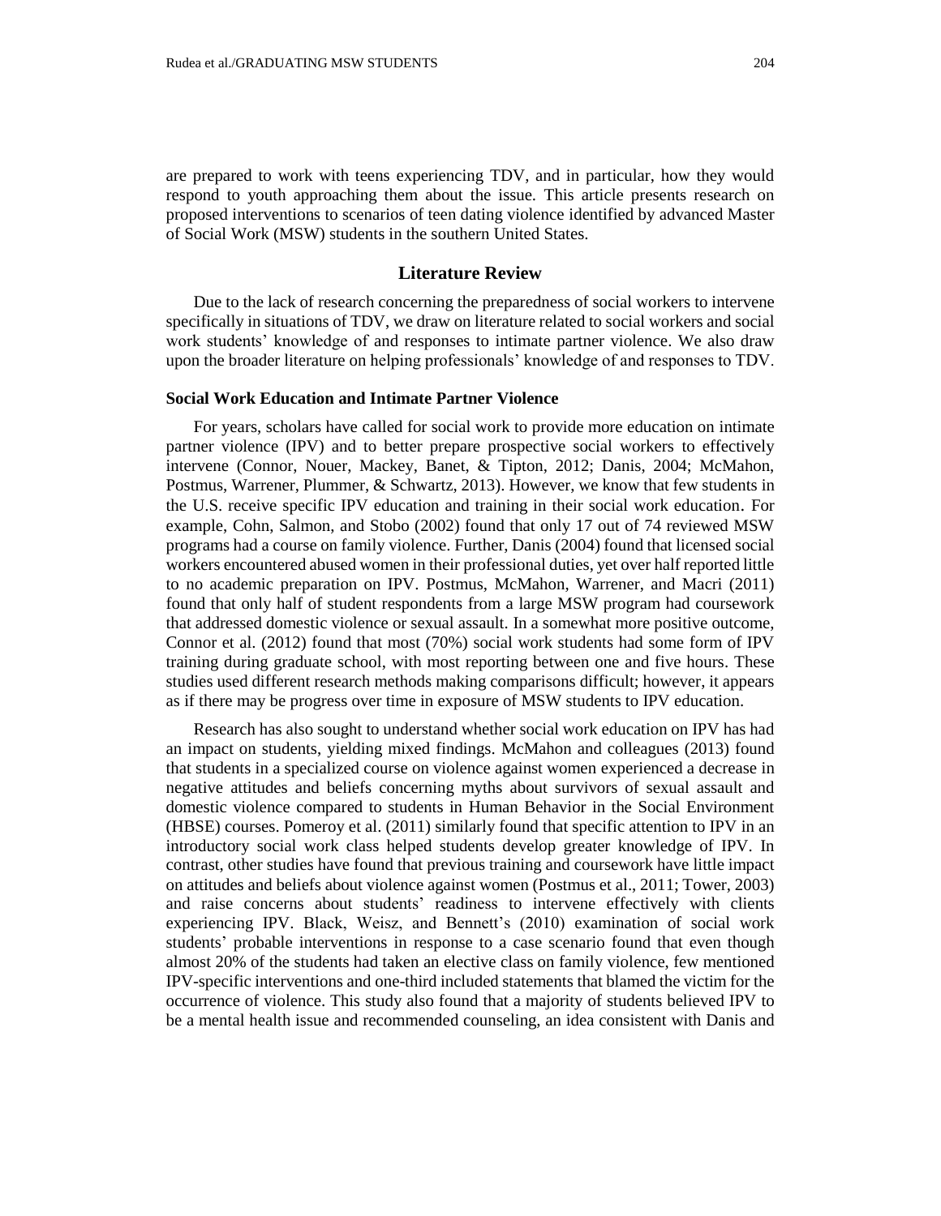are prepared to work with teens experiencing TDV, and in particular, how they would respond to youth approaching them about the issue. This article presents research on proposed interventions to scenarios of teen dating violence identified by advanced Master of Social Work (MSW) students in the southern United States.

## Literature Review

Due to the lack of research concerning the preparedness of social workers to intervene specifically in situations of TDV, we draw on literature related to social workers and social work students' knowledge of and responses to intimate partner violence. We also draw upon the broader literature on helping professionals' knowledge of and responses to TDV.

### Social Work Education and Intimate Partner Violence

For years, scholars have called for social work to provide more education on intimate partner violence (IPV) and to better prepare prospective social workers to effectively intervene (Connor, Nouer, Mackey, Banet, & Tipton, 2012; Danis, 2004; McMahon, Postmus, Warrener, Plummer, & Schwartz, 2013). However, we know that few students in the U.S. receive specific IPV education and training in their social work education. For example, Cohn, Salmon, and Stobo (2002) found that only 17 out of 74 reviewed MSW programs had a course on family violence. Further, Danis (2004) found that licensed social workers encountered abused women in their professional duties, yet over half reported little to no academic preparation on IPV. Postmus, McMahon, Warrener, and Macri (2011) found that only half of student respondents from a large MSW program had coursework that addressed domestic violence or sexual assault. In a somewhat more positive outcome, Connor et al. (2012) found that most (70%) social work students had some form of IPV training during graduate school, with most reporting between one and five hours. These studies used different research methods making comparisons difficult; however, it appears as if there may be progress over time in exposure of MSW students to IPV education.

Research has also sought to understand whether social work education on IPV has had an impact on students, yielding mixed findings. McMahon and colleagues (2013) found that students in a specialized course on violence against women experienced a decrease in negative attitudes and beliefs concerning myths about survivors of sexual assault and domestic violence compared to students in Human Behavior in the Social Environment (HBSE) courses. Pomeroy et al. (2011) similarly found that specific attention to IPV in an introductory social work class helped students develop greater knowledge of IPV. In contrast, other studies have found that previous training and coursework have little impact on attitudes and beliefs about violence against women (Postmus et al., 2011; Tower, 2003) and raise concerns about students' readiness to intervene effectively with clients experiencing IPV. Black, Weisz, and Bennett's (2010) examination of social work students' probable interventions in response to a case scenario found that even though almost 20% of the students had taken an elective class on family violence, few mentioned IPV-specific interventions and one-third included statements that blamed the victim for the occurrence of violence. This study also found that a majority of students believed IPV to be a mental health issue and recommended counseling, an idea consistent with Danis and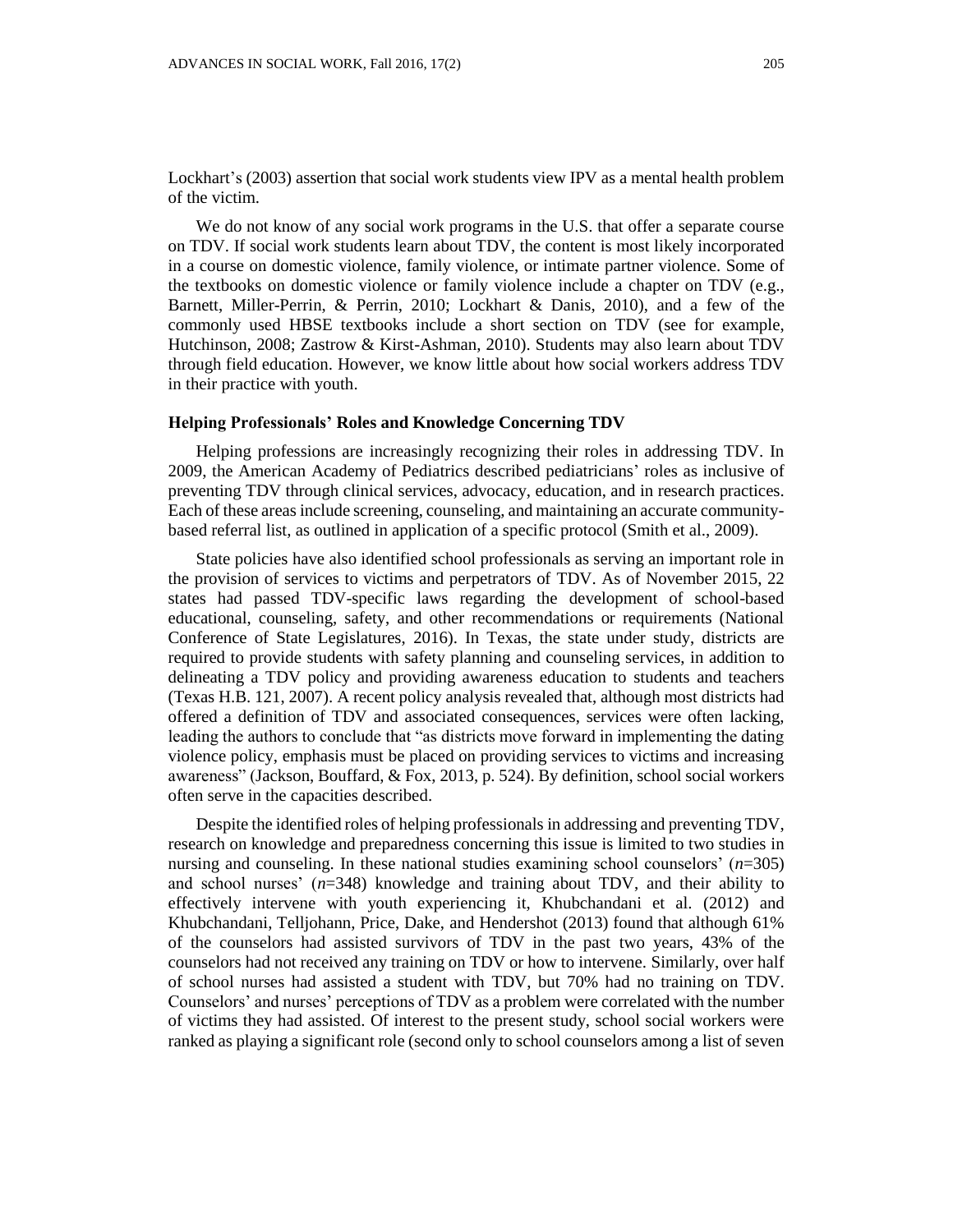Lockhart's (2003) assertion that social work students view IPV as a mental health problem of the victim.

We do not know of any social work programs in the U.S. that offer a separate course on TDV. If social work students learn about TDV, the content is most likely incorporated in a course on domestic violence, family violence, or intimate partner violence. Some of the textbooks on domestic violence or family violence include a chapter on TDV (e.g., Barnett, Miller-Perrin, & Perrin, 2010; Lockhart & Danis, 2010), and a few of the commonly used HBSE textbooks include a short section on TDV (see for example, Hutchinson, 2008; Zastrow & Kirst-Ashman, 2010). Students may also learn about TDV through field education. However, we know little about how social workers address TDV in their practice with youth.

### Helping Professionals' Roles and Knowledge Concerning TDV

Helping professions are increasingly recognizing their roles in addressing TDV. In 2009, the American Academy of Pediatrics described pediatricians' roles as inclusive of preventing TDV through clinical services, advocacy, education, and in research practices. Each of these areas include screening, counseling, and maintaining an accurate community-based referral list, as outlined in application of a specific protocol (Smith et al., 2009).

State policies have also identified school professionals as serving an important role in the provision of services to victims and perpetrators of TDV. As of November 2015, 22 states had passed TDV-specific laws regarding the development of school-based educational, counseling, safety, and other recommendations or requirements (National Conference of State Legislatures, 2016). In Texas, the state under study, districts are required to provide students with safety planning and counseling services, in addition to delineating a TDV policy and providing awareness education to students and teachers (Texas H.B. 121, 2007). A recent policy analysis revealed that, although most districts had offered a definition of TDV and associated consequences, services were often lacking, leading the authors to conclude that "as districts move forward in implementing the dating violence policy, emphasis must be placed on providing services to victims and increasing awareness" (Jackson, Bouffard, & Fox, 2013, p. 524). By definition, school social workers often serve in the capacities described.

Despite the identified roles of helping professionals in addressing and preventing TDV, research on knowledge and preparedness concerning this issue is limited to two studies in nursing and counseling. In these national studies examining school counselors' (*n*=305) and school nurses' (*n*=348) knowledge and training about TDV, and their ability to effectively intervene with youth experiencing it, Khubchandani et al. (2012) and Khubchandani, Telljohann, Price, Dake, and Hendershot (2013) found that although 61% of the counselors had assisted survivors of TDV in the past two years, 43% of the counselors had not received any training on TDV or how to intervene. Similarly, over half of school nurses had assisted a student with TDV, but 70% had no training on TDV. Counselors' and nurses' perceptions of TDV as a problem were correlated with the number of victims they had assisted. Of interest to the present study, school social workers were ranked as playing a significant role (second only to school counselors among a list of seven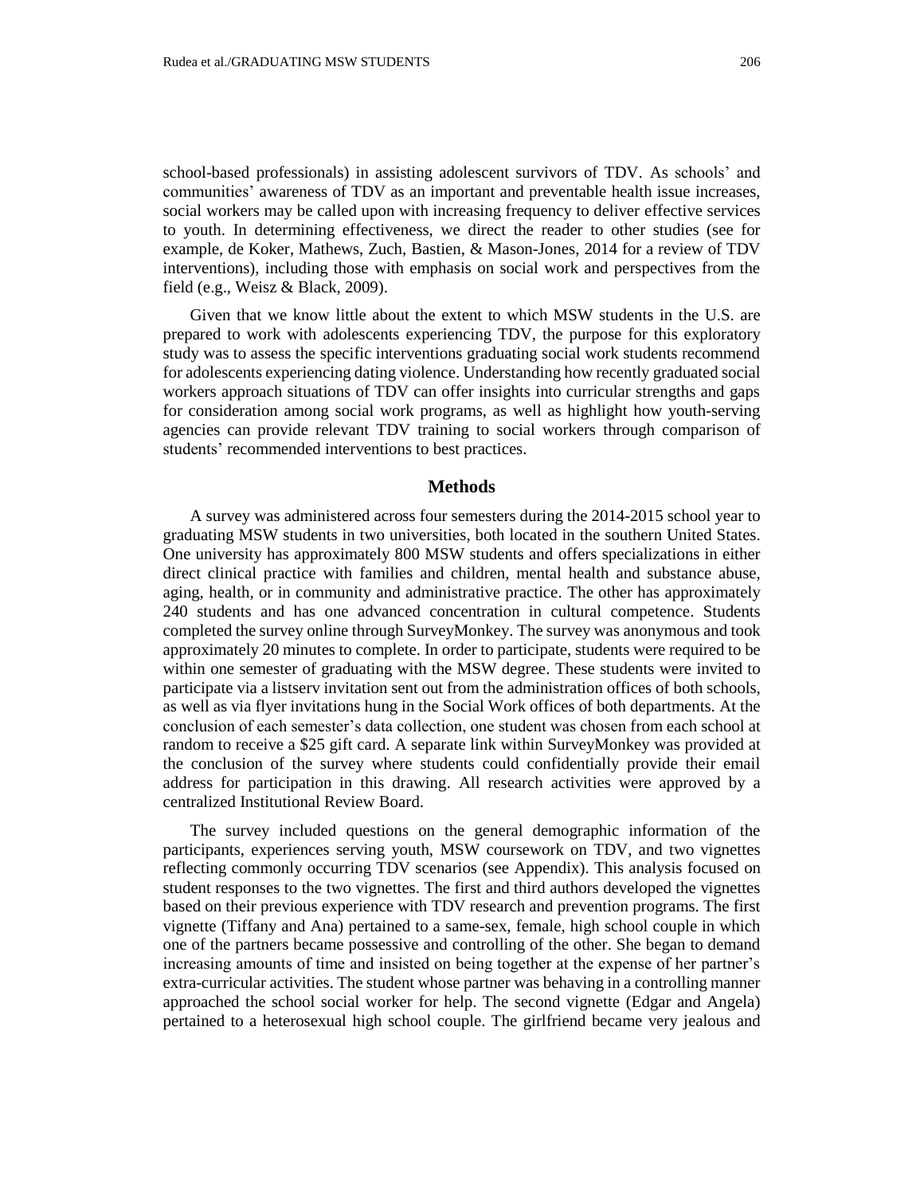school-based professionals) in assisting adolescent survivors of TDV. As schools' and communities' awareness of TDV as an important and preventable health issue increases, social workers may be called upon with increasing frequency to deliver effective services to youth. In determining effectiveness, we direct the reader to other studies (see for example, de Koker, Mathews, Zuch, Bastien, & Mason-Jones, 2014 for a review of TDV interventions), including those with emphasis on social work and perspectives from the field (e.g., Weisz & Black, 2009).

Given that we know little about the extent to which MSW students in the U.S. are prepared to work with adolescents experiencing TDV, the purpose for this exploratory study was to assess the specific interventions graduating social work students recommend for adolescents experiencing dating violence. Understanding how recently graduated social workers approach situations of TDV can offer insights into curricular strengths and gaps for consideration among social work programs, as well as highlight how youth-serving agencies can provide relevant TDV training to social workers through comparison of students' recommended interventions to best practices.

## Methods

A survey was administered across four semesters during the 2014-2015 school year to graduating MSW students in two universities, both located in the southern United States. One university has approximately 800 MSW students and offers specializations in either direct clinical practice with families and children, mental health and substance abuse, aging, health, or in community and administrative practice. The other has approximately 240 students and has one advanced concentration in cultural competence. Students completed the survey online through SurveyMonkey. The survey was anonymous and took approximately 20 minutes to complete. In order to participate, students were required to be within one semester of graduating with the MSW degree. These students were invited to participate via a listserv invitation sent out from the administration offices of both schools, as well as via flyer invitations hung in the Social Work offices of both departments. At the conclusion of each semester's data collection, one student was chosen from each school at random to receive a $25 gift card. A separate link within SurveyMonkey was provided at the conclusion of the survey where students could confidentially provide their email address for participation in this drawing. All research activities were approved by a centralized Institutional Review Board.

The survey included questions on the general demographic information of the participants, experiences serving youth, MSW coursework on TDV, and two vignettes reflecting commonly occurring TDV scenarios (see Appendix). This analysis focused on student responses to the two vignettes. The first and third authors developed the vignettes based on their previous experience with TDV research and prevention programs. The first vignette (Tiffany and Ana) pertained to a same-sex, female, high school couple in which one of the partners became possessive and controlling of the other. She began to demand increasing amounts of time and insisted on being together at the expense of her partner's extra-curricular activities. The student whose partner was behaving in a controlling manner approached the school social worker for help. The second vignette (Edgar and Angela) pertained to a heterosexual high school couple. The girlfriend became very jealous and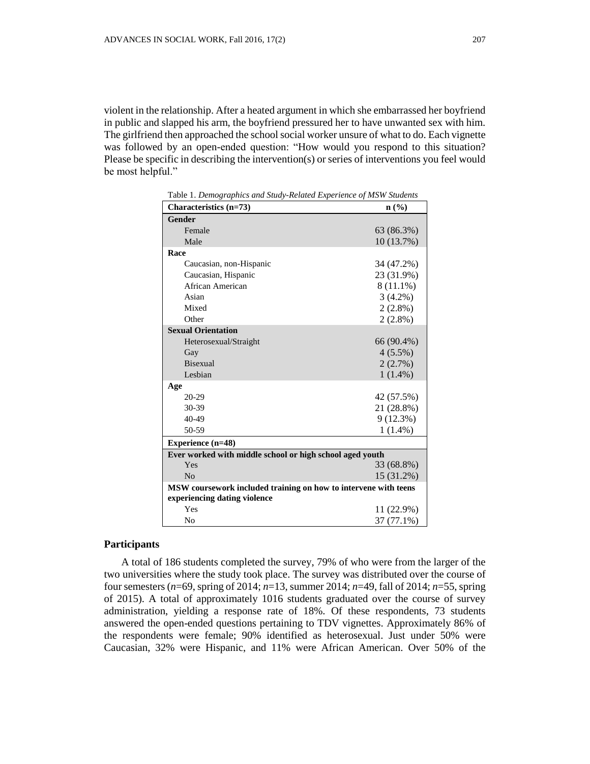violent in the relationship. After a heated argument in which she embarrassed her boyfriend in public and slapped his arm, the boyfriend pressured her to have unwanted sex with him. The girlfriend then approached the school social worker unsure of what to do. Each vignette was followed by an open-ended question: "How would you respond to this situation? Please be specific in describing the intervention(s) or series of interventions you feel would be most helpful."

Table 1. *Demographics and Study-Related Experience of MSW Students*

| Characteristics (n=73) | n (%) |
|---|---|
| **Gender** | |
| Female | 63 (86.3%) |
| Male | 10 (13.7%) |
| **Race** | |
| Caucasian, non-Hispanic | 34 (47.2%) |
| Caucasian, Hispanic | 23 (31.9%) |
| African American | 8 (11.1%) |
| Asian | 3 (4.2%) |
| Mixed | 2 (2.8%) |
| Other | 2 (2.8%) |
| **Sexual Orientation** | |
| Heterosexual/Straight | 66 (90.4%) |
| Gay | 4 (5.5%) |
| Bisexual | 2 (2.7%) |
| Lesbian | 1 (1.4%) |
| **Age** | |
| 20-29 | 42 (57.5%) |
| 30-39 | 21 (28.8%) |
| 40-49 | 9 (12.3%) |
| 50-59 | 1 (1.4%) |
| **Experience (n=48)** | |
| **Ever worked with middle school or high school aged youth** | |
| Yes | 33 (68.8%) |
| No | 15 (31.2%) |
| **MSW coursework included training on how to intervene with teens experiencing dating violence** | |
| Yes | 11 (22.9%) |
| No | 37 (77.1%) |

## Participants

A total of 186 students completed the survey, 79% of who were from the larger of the two universities where the study took place. The survey was distributed over the course of four semesters (*n*=69, spring of 2014; *n*=13, summer 2014; *n*=49, fall of 2014; *n*=55, spring of 2015). A total of approximately 1016 students graduated over the course of survey administration, yielding a response rate of 18%. Of these respondents, 73 students answered the open-ended questions pertaining to TDV vignettes. Approximately 86% of the respondents were female; 90% identified as heterosexual. Just under 50% were Caucasian, 32% were Hispanic, and 11% were African American. Over 50% of the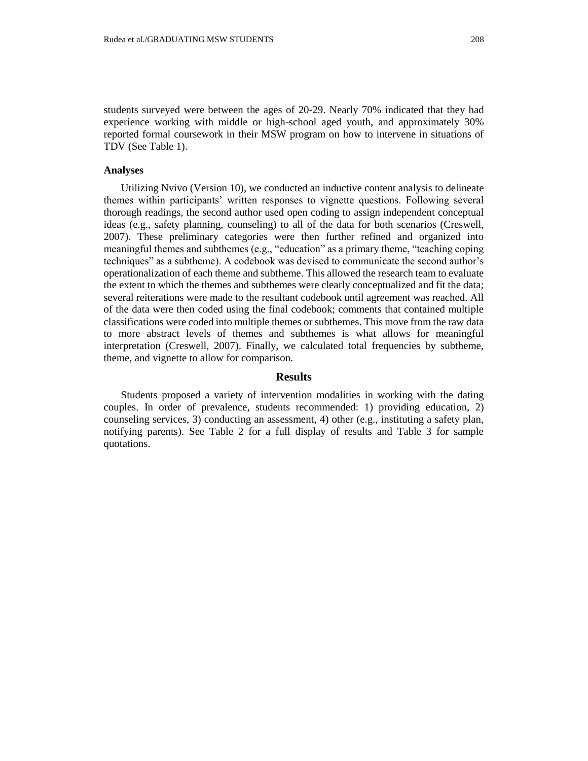students surveyed were between the ages of 20-29. Nearly 70% indicated that they had experience working with middle or high-school aged youth, and approximately 30% reported formal coursework in their MSW program on how to intervene in situations of TDV (See Table 1).

### Analyses

Utilizing Nvivo (Version 10), we conducted an inductive content analysis to delineate themes within participants' written responses to vignette questions. Following several thorough readings, the second author used open coding to assign independent conceptual ideas (e.g., safety planning, counseling) to all of the data for both scenarios (Creswell, 2007). These preliminary categories were then further refined and organized into meaningful themes and subthemes (e.g., "education" as a primary theme, "teaching coping techniques" as a subtheme). A codebook was devised to communicate the second author's operationalization of each theme and subtheme. This allowed the research team to evaluate the extent to which the themes and subthemes were clearly conceptualized and fit the data; several reiterations were made to the resultant codebook until agreement was reached. All of the data were then coded using the final codebook; comments that contained multiple classifications were coded into multiple themes or subthemes. This move from the raw data to more abstract levels of themes and subthemes is what allows for meaningful interpretation (Creswell, 2007). Finally, we calculated total frequencies by subtheme, theme, and vignette to allow for comparison.

## Results

Students proposed a variety of intervention modalities in working with the dating couples. In order of prevalence, students recommended: 1) providing education, 2) counseling services, 3) conducting an assessment, 4) other (e.g., instituting a safety plan, notifying parents). See Table 2 for a full display of results and Table 3 for sample quotations.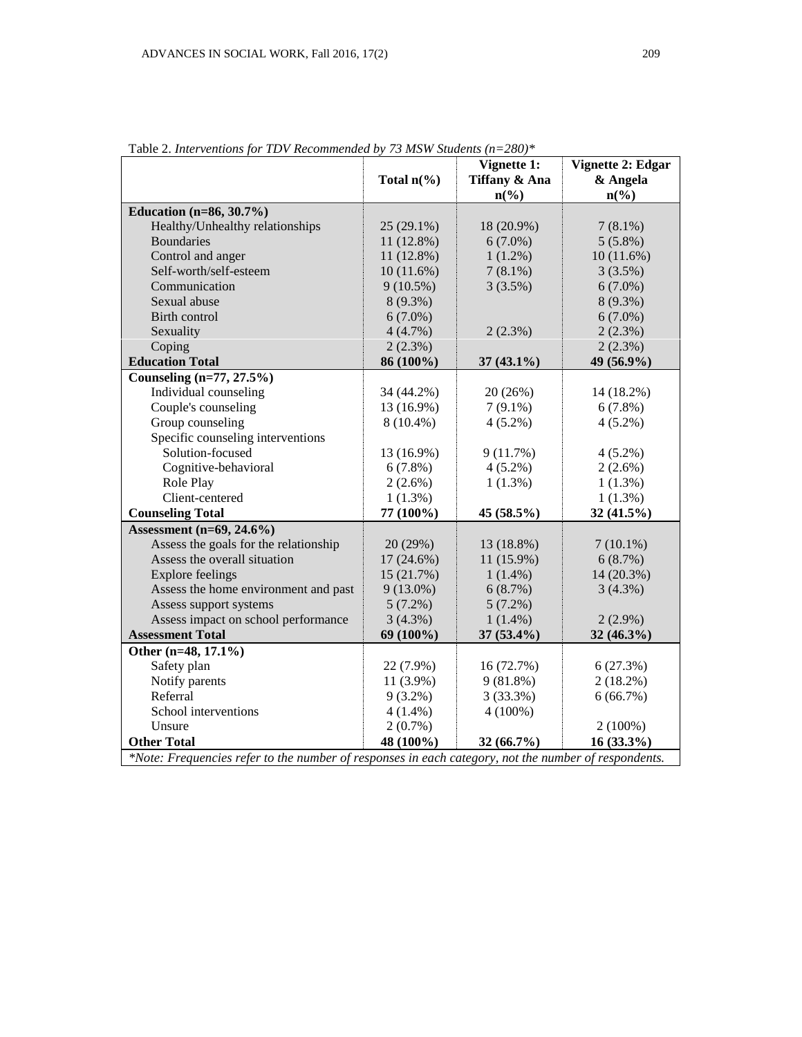Table 2. *Interventions for TDV Recommended by 73 MSW Students (n=280)**

| | Total n(%) | Vignette 1: Tiffany & Ana n(%) | Vignette 2: Edgar & Angela n(%) |
|---|---|---|---|
| **Education (n=86, 30.7%)** | | | |
| Healthy/Unhealthy relationships | 25 (29.1%) | 18 (20.9%) | 7 (8.1%) |
| Boundaries | 11 (12.8%) | 6 (7.0%) | 5 (5.8%) |
| Control and anger | 11 (12.8%) | 1 (1.2%) | 10 (11.6%) |
| Self-worth/self-esteem | 10 (11.6%) | 7 (8.1%) | 3 (3.5%) |
| Communication | 9 (10.5%) | 3 (3.5%) | 6 (7.0%) |
| Sexual abuse | 8 (9.3%) | | 8 (9.3%) |
| Birth control | 6 (7.0%) | | 6 (7.0%) |
| Sexuality | 4 (4.7%) | 2 (2.3%) | 2 (2.3%) |
| Coping | 2 (2.3%) | | 2 (2.3%) |
| **Education Total** | **86 (100%)** | **37 (43.1%)** | **49 (56.9%)** |
| **Counseling (n=77, 27.5%)** | | | |
| Individual counseling | 34 (44.2%) | 20 (26%) | 14 (18.2%) |
| Couple's counseling | 13 (16.9%) | 7 (9.1%) | 6 (7.8%) |
| Group counseling | 8 (10.4%) | 4 (5.2%) | 4 (5.2%) |
| Specific counseling interventions | | | |
| Solution-focused | 13 (16.9%) | 9 (11.7%) | 4 (5.2%) |
| Cognitive-behavioral | 6 (7.8%) | 4 (5.2%) | 2 (2.6%) |
| Role Play | 2 (2.6%) | 1 (1.3%) | 1 (1.3%) |
| Client-centered | 1 (1.3%) | | 1 (1.3%) |
| **Counseling Total** | **77 (100%)** | **45 (58.5%)** | **32 (41.5%)** |
| **Assessment (n=69, 24.6%)** | | | |
| Assess the goals for the relationship | 20 (29%) | 13 (18.8%) | 7 (10.1%) |
| Assess the overall situation | 17 (24.6%) | 11 (15.9%) | 6 (8.7%) |
| Explore feelings | 15 (21.7%) | 1 (1.4%) | 14 (20.3%) |
| Assess the home environment and past | 9 (13.0%) | 6 (8.7%) | 3 (4.3%) |
| Assess support systems | 5 (7.2%) | 5 (7.2%) | |
| Assess impact on school performance | 3 (4.3%) | 1 (1.4%) | 2 (2.9%) |
| **Assessment Total** | **69 (100%)** | **37 (53.4%)** | **32 (46.3%)** |
| **Other (n=48, 17.1%)** | | | |
| Safety plan | 22 (7.9%) | 16 (72.7%) | 6 (27.3%) |
| Notify parents | 11 (3.9%) | 9 (81.8%) | 2 (18.2%) |
| Referral | 9 (3.2%) | 3 (33.3%) | 6 (66.7%) |
| School interventions | 4 (1.4%) | 4 (100%) | |
| Unsure | 2 (0.7%) | | 2 (100%) |
| **Other Total** | **48 (100%)** | **32 (66.7%)** | **16 (33.3%)** |

**Note: Frequencies refer to the number of responses in each category, not the number of respondents.*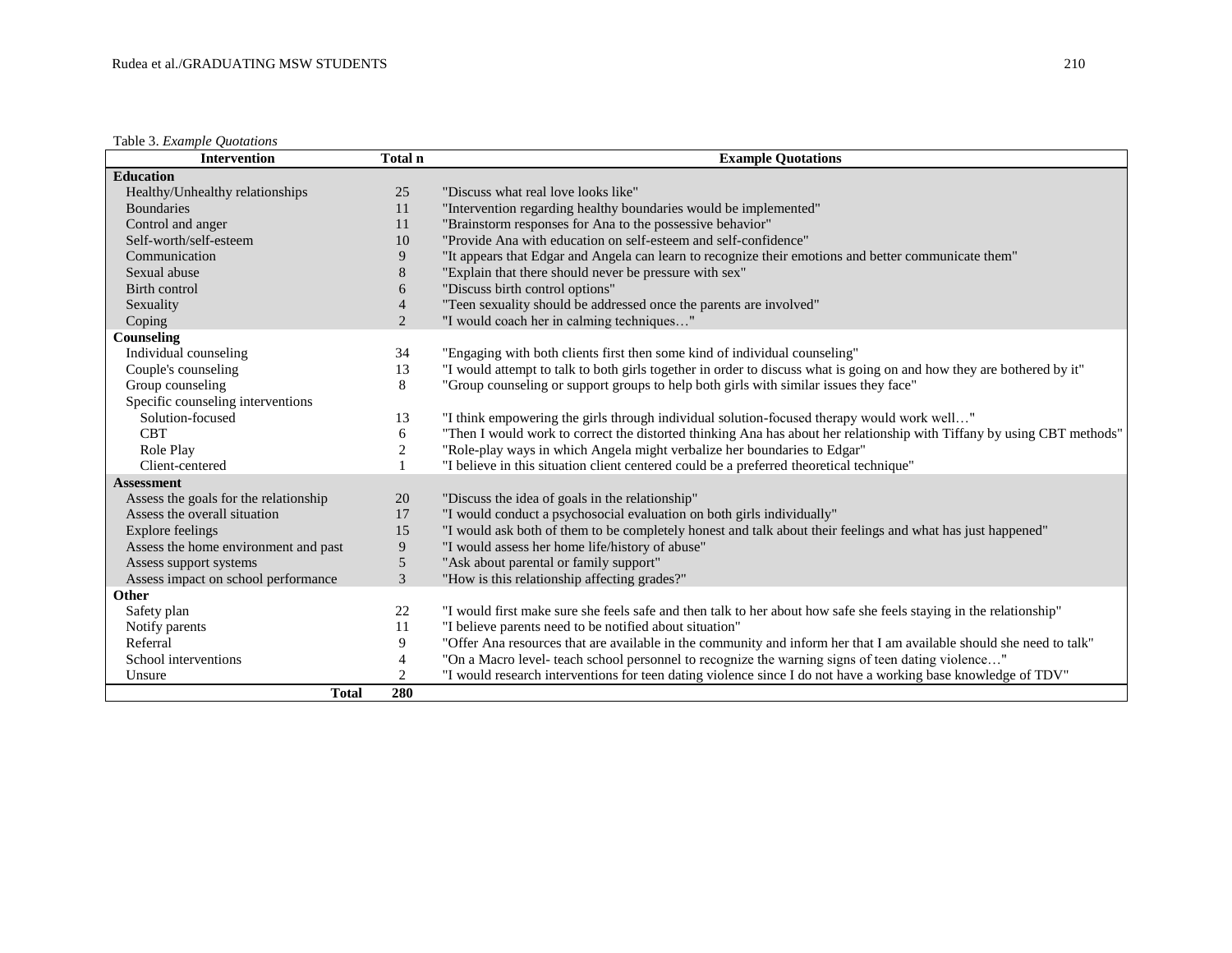Table 3. *Example Quotations*

| Intervention | Total n | Example Quotations |
|---|---|---|
| **Education** | | |
| Healthy/Unhealthy relationships | 25 | "Discuss what real love looks like" |
| Boundaries | 11 | "Intervention regarding healthy boundaries would be implemented" |
| Control and anger | 11 | "Brainstorm responses for Ana to the possessive behavior" |
| Self-worth/self-esteem | 10 | "Provide Ana with education on self-esteem and self-confidence" |
| Communication | 9 | "It appears that Edgar and Angela can learn to recognize their emotions and better communicate them" |
| Sexual abuse | 8 | "Explain that there should never be pressure with sex" |
| Birth control | 6 | "Discuss birth control options" |
| Sexuality | 4 | "Teen sexuality should be addressed once the parents are involved" |
| Coping | 2 | "I would coach her in calming techniques…" |
| **Counseling** | | |
| Individual counseling | 34 | "Engaging with both clients first then some kind of individual counseling" |
| Couple's counseling | 13 | "I would attempt to talk to both girls together in order to discuss what is going on and how they are bothered by it" |
| Group counseling | 8 | "Group counseling or support groups to help both girls with similar issues they face" |
| Specific counseling interventions | | |
| Solution-focused | 13 | "I think empowering the girls through individual solution-focused therapy would work well…" |
| CBT | 6 | "Then I would work to correct the distorted thinking Ana has about her relationship with Tiffany by using CBT methods" |
| Role Play | 2 | "Role-play ways in which Angela might verbalize her boundaries to Edgar" |
| Client-centered | 1 | "I believe in this situation client centered could be a preferred theoretical technique" |
| **Assessment** | | |
| Assess the goals for the relationship | 20 | "Discuss the idea of goals in the relationship" |
| Assess the overall situation | 17 | "I would conduct a psychosocial evaluation on both girls individually" |
| Explore feelings | 15 | "I would ask both of them to be completely honest and talk about their feelings and what has just happened" |
| Assess the home environment and past | 9 | "I would assess her home life/history of abuse" |
| Assess support systems | 5 | "Ask about parental or family support" |
| Assess impact on school performance | 3 | "How is this relationship affecting grades?" |
| **Other** | | |
| Safety plan | 22 | "I would first make sure she feels safe and then talk to her about how safe she feels staying in the relationship" |
| Notify parents | 11 | "I believe parents need to be notified about situation" |
| Referral | 9 | "Offer Ana resources that are available in the community and inform her that I am available should she need to talk" |
| School interventions | 4 | "On a Macro level- teach school personnel to recognize the warning signs of teen dating violence…" |
| Unsure | 2 | "I would research interventions for teen dating violence since I do not have a working base knowledge of TDV" |
| **Total** | **280** | |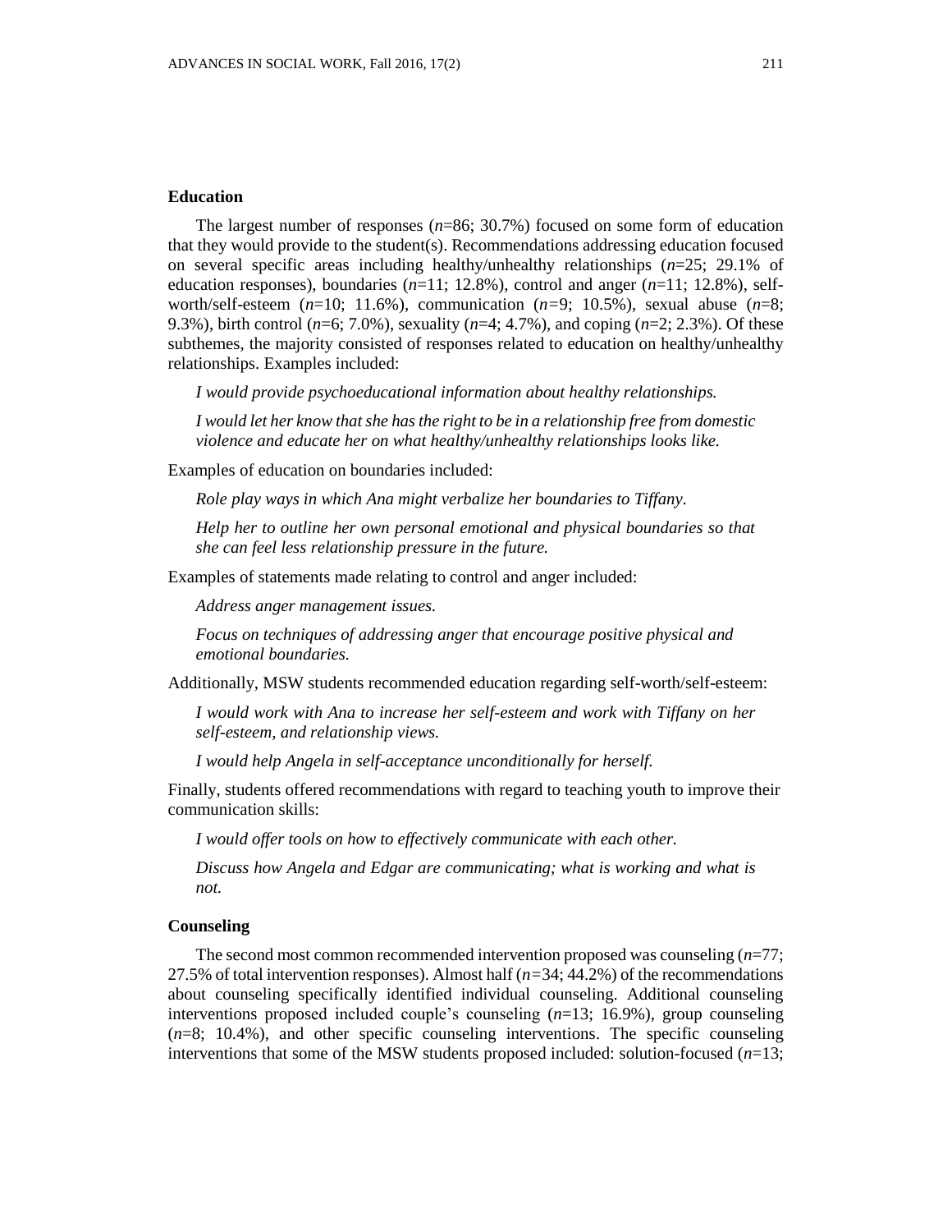## Education

The largest number of responses (*n*=86; 30.7%) focused on some form of education that they would provide to the student(s). Recommendations addressing education focused on several specific areas including healthy/unhealthy relationships (*n*=25; 29.1% of education responses), boundaries (*n*=11; 12.8%), control and anger (*n*=11; 12.8%), self-worth/self-esteem (*n*=10; 11.6%), communication (*n*=9; 10.5%), sexual abuse (*n*=8; 9.3%), birth control (*n*=6; 7.0%), sexuality (*n*=4; 4.7%), and coping (*n*=2; 2.3%). Of these subthemes, the majority consisted of responses related to education on healthy/unhealthy relationships. Examples included:

> *I would provide psychoeducational information about healthy relationships.*
>
> *I would let her know that she has the right to be in a relationship free from domestic violence and educate her on what healthy/unhealthy relationships looks like.*

Examples of education on boundaries included:

> *Role play ways in which Ana might verbalize her boundaries to Tiffany.*
>
> *Help her to outline her own personal emotional and physical boundaries so that she can feel less relationship pressure in the future.*

Examples of statements made relating to control and anger included:

> *Address anger management issues.*
>
> *Focus on techniques of addressing anger that encourage positive physical and emotional boundaries.*

Additionally, MSW students recommended education regarding self-worth/self-esteem:

> *I would work with Ana to increase her self-esteem and work with Tiffany on her self-esteem, and relationship views.*
>
> *I would help Angela in self-acceptance unconditionally for herself.*

Finally, students offered recommendations with regard to teaching youth to improve their communication skills:

> *I would offer tools on how to effectively communicate with each other.*
>
> *Discuss how Angela and Edgar are communicating; what is working and what is not.*

## Counseling

The second most common recommended intervention proposed was counseling (*n*=77; 27.5% of total intervention responses). Almost half (*n*=34; 44.2%) of the recommendations about counseling specifically identified individual counseling. Additional counseling interventions proposed included couple's counseling (*n*=13; 16.9%), group counseling (*n*=8; 10.4%), and other specific counseling interventions. The specific counseling interventions that some of the MSW students proposed included: solution-focused (*n*=13;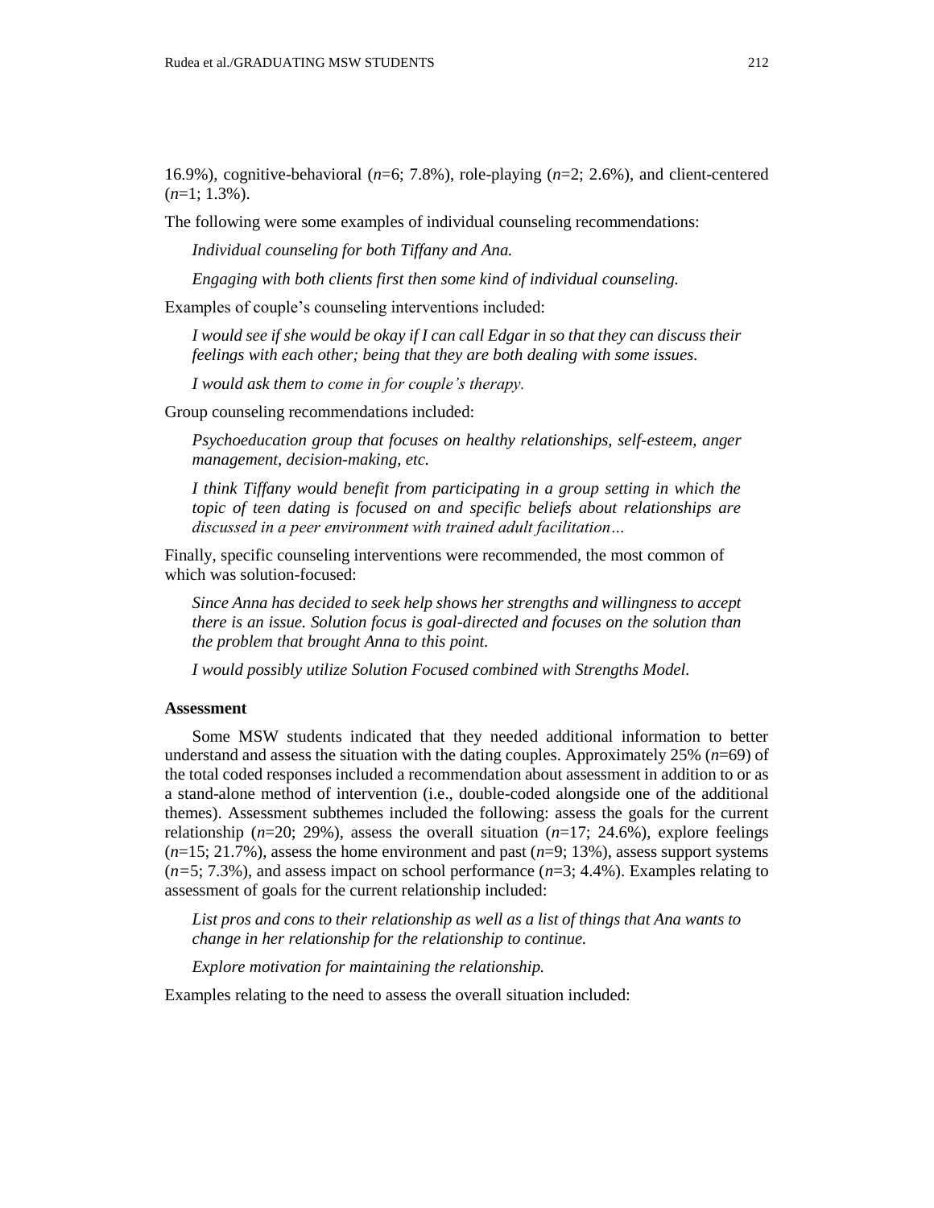16.9%), cognitive-behavioral (*n*=6; 7.8%), role-playing (*n*=2; 2.6%), and client-centered (*n*=1; 1.3%).

The following were some examples of individual counseling recommendations:

> *Individual counseling for both Tiffany and Ana.*
>
> *Engaging with both clients first then some kind of individual counseling.*

Examples of couple's counseling interventions included:

> *I would see if she would be okay if I can call Edgar in so that they can discuss their feelings with each other; being that they are both dealing with some issues.*
>
> *I would ask them to come in for couple's therapy.*

Group counseling recommendations included:

> *Psychoeducation group that focuses on healthy relationships, self-esteem, anger management, decision-making, etc.*
>
> *I think Tiffany would benefit from participating in a group setting in which the topic of teen dating is focused on and specific beliefs about relationships are discussed in a peer environment with trained adult facilitation…*

Finally, specific counseling interventions were recommended, the most common of which was solution-focused:

> *Since Anna has decided to seek help shows her strengths and willingness to accept there is an issue. Solution focus is goal-directed and focuses on the solution than the problem that brought Anna to this point.*
>
> *I would possibly utilize Solution Focused combined with Strengths Model.*

### Assessment

Some MSW students indicated that they needed additional information to better understand and assess the situation with the dating couples. Approximately 25% (*n*=69) of the total coded responses included a recommendation about assessment in addition to or as a stand-alone method of intervention (i.e., double-coded alongside one of the additional themes). Assessment subthemes included the following: assess the goals for the current relationship (*n*=20; 29%), assess the overall situation (*n*=17; 24.6%), explore feelings (*n*=15; 21.7%), assess the home environment and past (*n*=9; 13%), assess support systems (*n*=5; 7.3%), and assess impact on school performance (*n*=3; 4.4%). Examples relating to assessment of goals for the current relationship included:

> *List pros and cons to their relationship as well as a list of things that Ana wants to change in her relationship for the relationship to continue.*
>
> *Explore motivation for maintaining the relationship.*

Examples relating to the need to assess the overall situation included: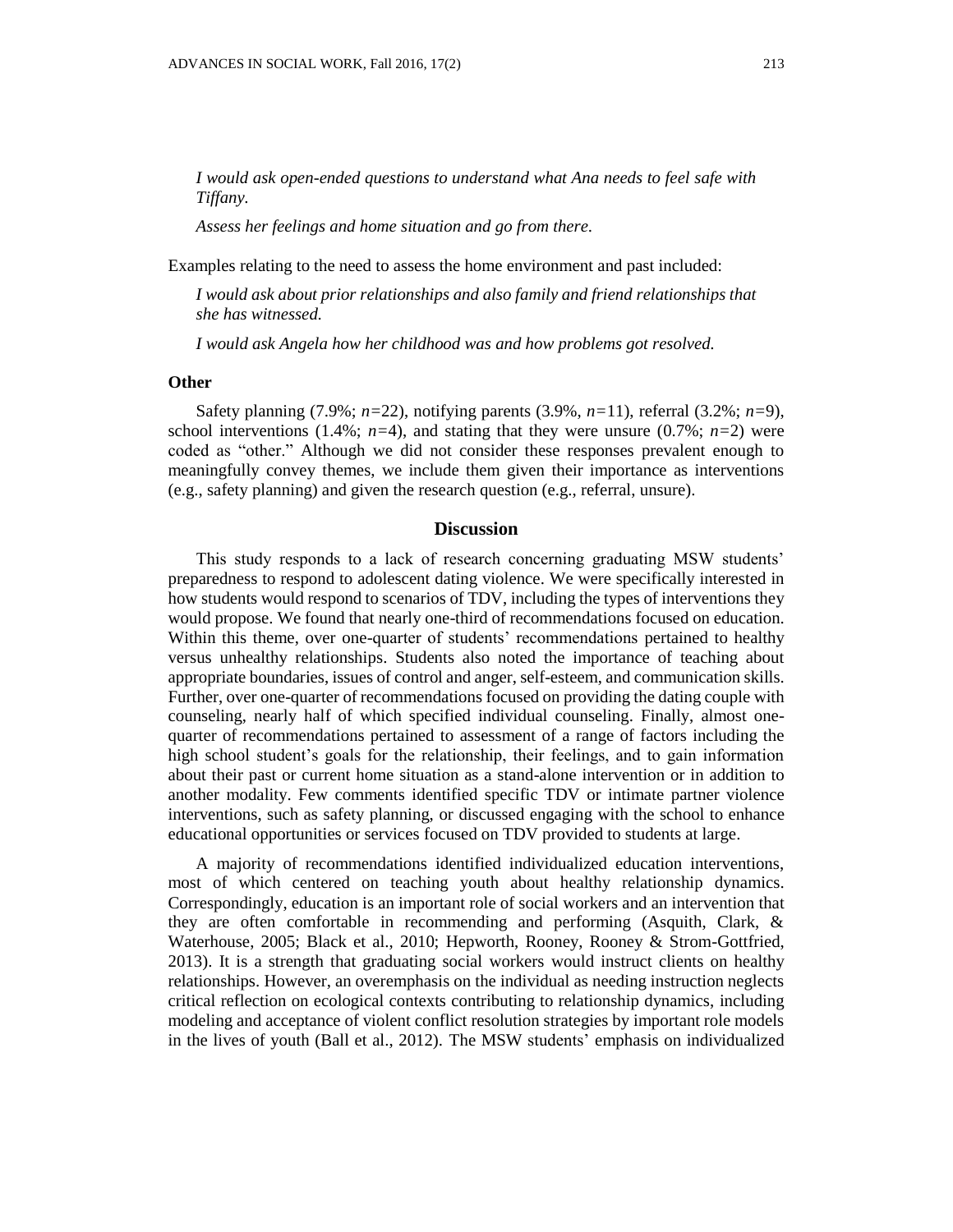*I would ask open-ended questions to understand what Ana needs to feel safe with Tiffany.*

*Assess her feelings and home situation and go from there.*

Examples relating to the need to assess the home environment and past included:

*I would ask about prior relationships and also family and friend relationships that she has witnessed.*

*I would ask Angela how her childhood was and how problems got resolved.*

### Other

Safety planning (7.9%; $n$=22), notifying parents (3.9%, $n$=11), referral (3.2%; $n$=9), school interventions (1.4%; $n$=4), and stating that they were unsure (0.7%; $n$=2) were coded as "other." Although we did not consider these responses prevalent enough to meaningfully convey themes, we include them given their importance as interventions (e.g., safety planning) and given the research question (e.g., referral, unsure).

## Discussion

This study responds to a lack of research concerning graduating MSW students' preparedness to respond to adolescent dating violence. We were specifically interested in how students would respond to scenarios of TDV, including the types of interventions they would propose. We found that nearly one-third of recommendations focused on education. Within this theme, over one-quarter of students' recommendations pertained to healthy versus unhealthy relationships. Students also noted the importance of teaching about appropriate boundaries, issues of control and anger, self-esteem, and communication skills. Further, over one-quarter of recommendations focused on providing the dating couple with counseling, nearly half of which specified individual counseling. Finally, almost one-quarter of recommendations pertained to assessment of a range of factors including the high school student's goals for the relationship, their feelings, and to gain information about their past or current home situation as a stand-alone intervention or in addition to another modality. Few comments identified specific TDV or intimate partner violence interventions, such as safety planning, or discussed engaging with the school to enhance educational opportunities or services focused on TDV provided to students at large.

A majority of recommendations identified individualized education interventions, most of which centered on teaching youth about healthy relationship dynamics. Correspondingly, education is an important role of social workers and an intervention that they are often comfortable in recommending and performing (Asquith, Clark, & Waterhouse, 2005; Black et al., 2010; Hepworth, Rooney, Rooney & Strom-Gottfried, 2013). It is a strength that graduating social workers would instruct clients on healthy relationships. However, an overemphasis on the individual as needing instruction neglects critical reflection on ecological contexts contributing to relationship dynamics, including modeling and acceptance of violent conflict resolution strategies by important role models in the lives of youth (Ball et al., 2012). The MSW students' emphasis on individualized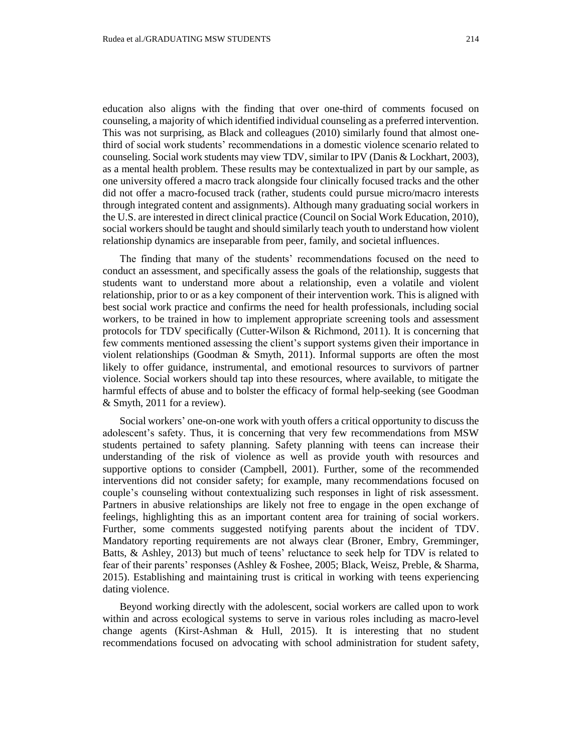education also aligns with the finding that over one-third of comments focused on counseling, a majority of which identified individual counseling as a preferred intervention. This was not surprising, as Black and colleagues (2010) similarly found that almost one-third of social work students' recommendations in a domestic violence scenario related to counseling. Social work students may view TDV, similar to IPV (Danis & Lockhart, 2003), as a mental health problem. These results may be contextualized in part by our sample, as one university offered a macro track alongside four clinically focused tracks and the other did not offer a macro-focused track (rather, students could pursue micro/macro interests through integrated content and assignments). Although many graduating social workers in the U.S. are interested in direct clinical practice (Council on Social Work Education, 2010), social workers should be taught and should similarly teach youth to understand how violent relationship dynamics are inseparable from peer, family, and societal influences.

The finding that many of the students' recommendations focused on the need to conduct an assessment, and specifically assess the goals of the relationship, suggests that students want to understand more about a relationship, even a volatile and violent relationship, prior to or as a key component of their intervention work. This is aligned with best social work practice and confirms the need for health professionals, including social workers, to be trained in how to implement appropriate screening tools and assessment protocols for TDV specifically (Cutter-Wilson & Richmond, 2011). It is concerning that few comments mentioned assessing the client's support systems given their importance in violent relationships (Goodman & Smyth, 2011). Informal supports are often the most likely to offer guidance, instrumental, and emotional resources to survivors of partner violence. Social workers should tap into these resources, where available, to mitigate the harmful effects of abuse and to bolster the efficacy of formal help-seeking (see Goodman & Smyth, 2011 for a review).

Social workers' one-on-one work with youth offers a critical opportunity to discuss the adolescent's safety. Thus, it is concerning that very few recommendations from MSW students pertained to safety planning. Safety planning with teens can increase their understanding of the risk of violence as well as provide youth with resources and supportive options to consider (Campbell, 2001). Further, some of the recommended interventions did not consider safety; for example, many recommendations focused on couple's counseling without contextualizing such responses in light of risk assessment. Partners in abusive relationships are likely not free to engage in the open exchange of feelings, highlighting this as an important content area for training of social workers. Further, some comments suggested notifying parents about the incident of TDV. Mandatory reporting requirements are not always clear (Broner, Embry, Gremminger, Batts, & Ashley, 2013) but much of teens' reluctance to seek help for TDV is related to fear of their parents' responses (Ashley & Foshee, 2005; Black, Weisz, Preble, & Sharma, 2015). Establishing and maintaining trust is critical in working with teens experiencing dating violence.

Beyond working directly with the adolescent, social workers are called upon to work within and across ecological systems to serve in various roles including as macro-level change agents (Kirst-Ashman & Hull, 2015). It is interesting that no student recommendations focused on advocating with school administration for student safety,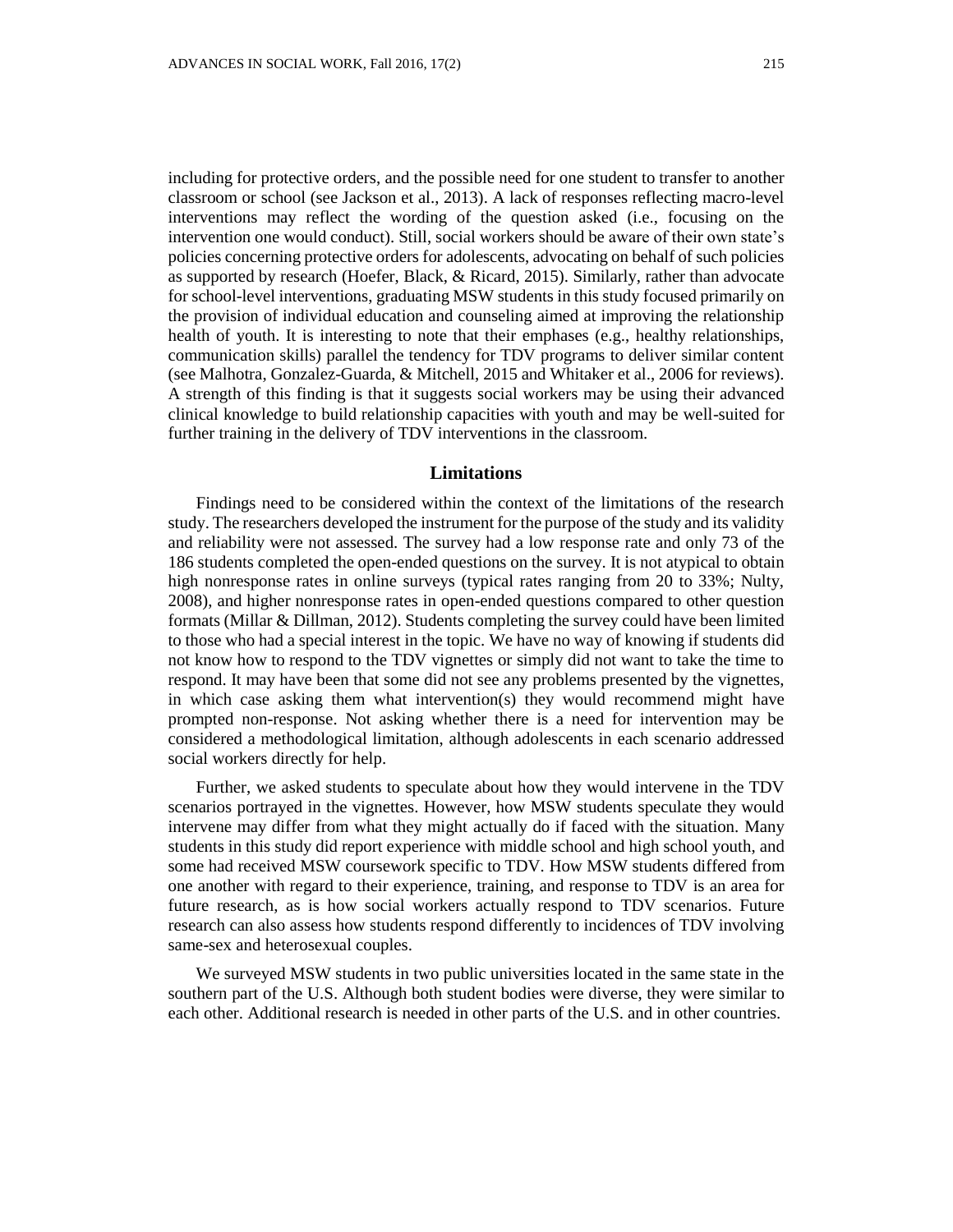including for protective orders, and the possible need for one student to transfer to another classroom or school (see Jackson et al., 2013). A lack of responses reflecting macro-level interventions may reflect the wording of the question asked (i.e., focusing on the intervention one would conduct). Still, social workers should be aware of their own state's policies concerning protective orders for adolescents, advocating on behalf of such policies as supported by research (Hoefer, Black, & Ricard, 2015). Similarly, rather than advocate for school-level interventions, graduating MSW students in this study focused primarily on the provision of individual education and counseling aimed at improving the relationship health of youth. It is interesting to note that their emphases (e.g., healthy relationships, communication skills) parallel the tendency for TDV programs to deliver similar content (see Malhotra, Gonzalez-Guarda, & Mitchell, 2015 and Whitaker et al., 2006 for reviews). A strength of this finding is that it suggests social workers may be using their advanced clinical knowledge to build relationship capacities with youth and may be well-suited for further training in the delivery of TDV interventions in the classroom.

## Limitations

Findings need to be considered within the context of the limitations of the research study. The researchers developed the instrument for the purpose of the study and its validity and reliability were not assessed. The survey had a low response rate and only 73 of the 186 students completed the open-ended questions on the survey. It is not atypical to obtain high nonresponse rates in online surveys (typical rates ranging from 20 to 33%; Nulty, 2008), and higher nonresponse rates in open-ended questions compared to other question formats (Millar & Dillman, 2012). Students completing the survey could have been limited to those who had a special interest in the topic. We have no way of knowing if students did not know how to respond to the TDV vignettes or simply did not want to take the time to respond. It may have been that some did not see any problems presented by the vignettes, in which case asking them what intervention(s) they would recommend might have prompted non-response. Not asking whether there is a need for intervention may be considered a methodological limitation, although adolescents in each scenario addressed social workers directly for help.

Further, we asked students to speculate about how they would intervene in the TDV scenarios portrayed in the vignettes. However, how MSW students speculate they would intervene may differ from what they might actually do if faced with the situation. Many students in this study did report experience with middle school and high school youth, and some had received MSW coursework specific to TDV. How MSW students differed from one another with regard to their experience, training, and response to TDV is an area for future research, as is how social workers actually respond to TDV scenarios. Future research can also assess how students respond differently to incidences of TDV involving same-sex and heterosexual couples.

We surveyed MSW students in two public universities located in the same state in the southern part of the U.S. Although both student bodies were diverse, they were similar to each other. Additional research is needed in other parts of the U.S. and in other countries.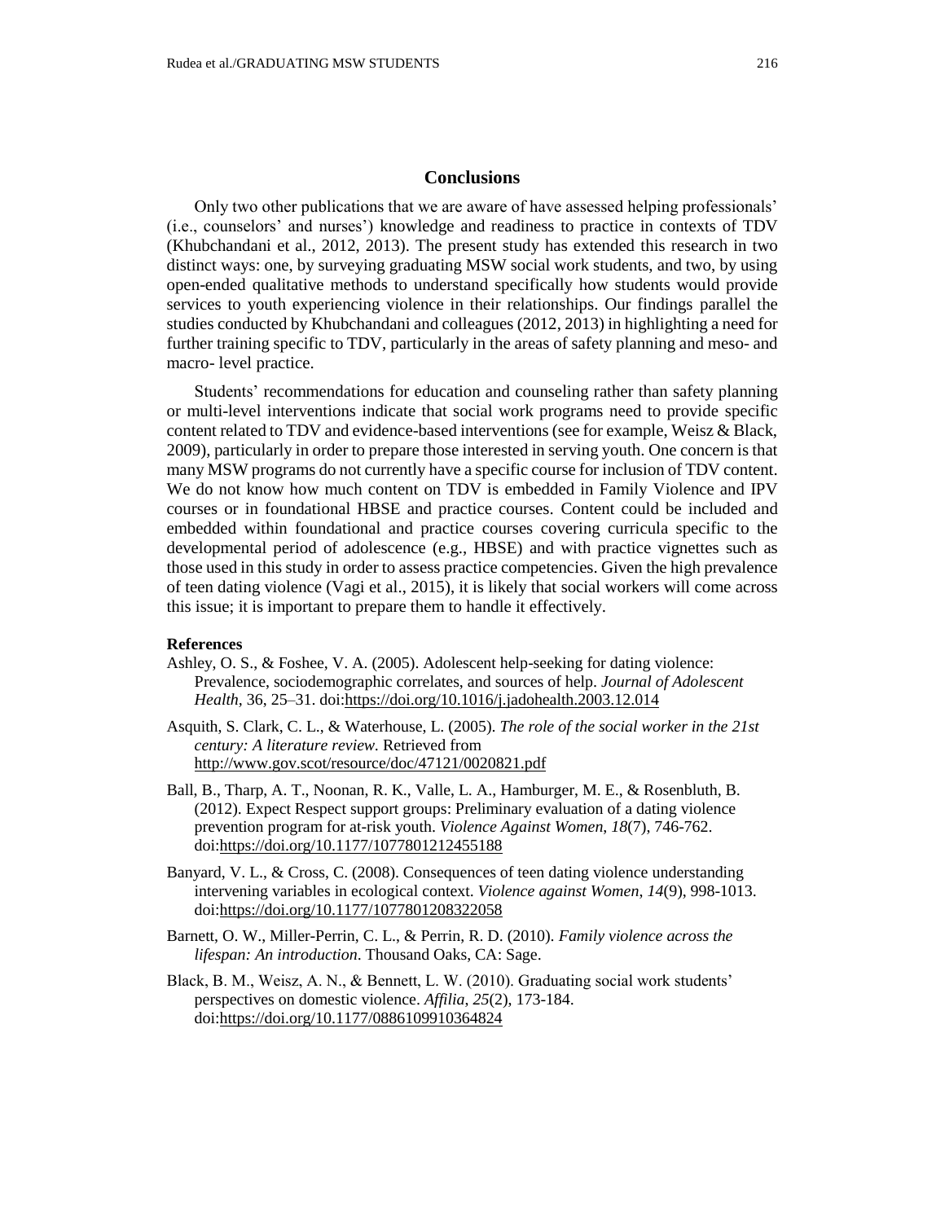## Conclusions

Only two other publications that we are aware of have assessed helping professionals' (i.e., counselors' and nurses') knowledge and readiness to practice in contexts of TDV (Khubchandani et al., 2012, 2013). The present study has extended this research in two distinct ways: one, by surveying graduating MSW social work students, and two, by using open-ended qualitative methods to understand specifically how students would provide services to youth experiencing violence in their relationships. Our findings parallel the studies conducted by Khubchandani and colleagues (2012, 2013) in highlighting a need for further training specific to TDV, particularly in the areas of safety planning and meso- and macro- level practice.

Students' recommendations for education and counseling rather than safety planning or multi-level interventions indicate that social work programs need to provide specific content related to TDV and evidence-based interventions (see for example, Weisz & Black, 2009), particularly in order to prepare those interested in serving youth. One concern is that many MSW programs do not currently have a specific course for inclusion of TDV content. We do not know how much content on TDV is embedded in Family Violence and IPV courses or in foundational HBSE and practice courses. Content could be included and embedded within foundational and practice courses covering curricula specific to the developmental period of adolescence (e.g., HBSE) and with practice vignettes such as those used in this study in order to assess practice competencies. Given the high prevalence of teen dating violence (Vagi et al., 2015), it is likely that social workers will come across this issue; it is important to prepare them to handle it effectively.

**References**

Ashley, O. S., & Foshee, V. A. (2005). Adolescent help-seeking for dating violence: Prevalence, sociodemographic correlates, and sources of help. *Journal of Adolescent Health,* 36, 25–31. doi:https://doi.org/10.1016/j.jadohealth.2003.12.014

Asquith, S. Clark, C. L., & Waterhouse, L. (2005). *The role of the social worker in the 21st century: A literature review.* Retrieved from http://www.gov.scot/resource/doc/47121/0020821.pdf

Ball, B., Tharp, A. T., Noonan, R. K., Valle, L. A., Hamburger, M. E., & Rosenbluth, B. (2012). Expect Respect support groups: Preliminary evaluation of a dating violence prevention program for at-risk youth. *Violence Against Women, 18*(7), 746-762. doi:https://doi.org/10.1177/1077801212455188

Banyard, V. L., & Cross, C. (2008). Consequences of teen dating violence understanding intervening variables in ecological context. *Violence against Women, 14*(9), 998-1013. doi:https://doi.org/10.1177/1077801208322058

Barnett, O. W., Miller-Perrin, C. L., & Perrin, R. D. (2010). *Family violence across the lifespan: An introduction*. Thousand Oaks, CA: Sage.

Black, B. M., Weisz, A. N., & Bennett, L. W. (2010). Graduating social work students' perspectives on domestic violence. *Affilia, 25*(2), 173-184. doi:https://doi.org/10.1177/0886109910364824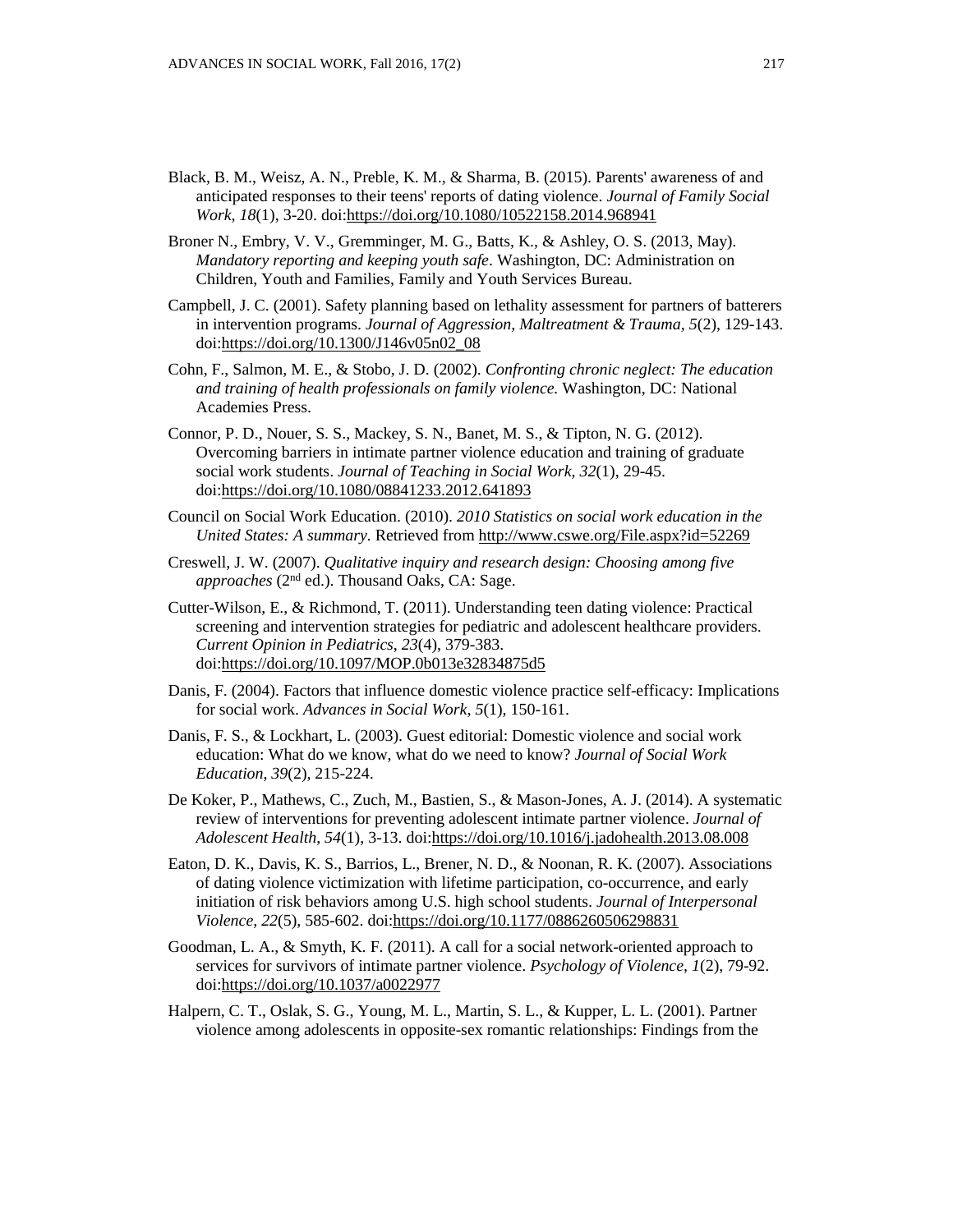Black, B. M., Weisz, A. N., Preble, K. M., & Sharma, B. (2015). Parents' awareness of and anticipated responses to their teens' reports of dating violence. *Journal of Family Social Work, 18*(1), 3-20. doi:https://doi.org/10.1080/10522158.2014.968941

Broner N., Embry, V. V., Gremminger, M. G., Batts, K., & Ashley, O. S. (2013, May). *Mandatory reporting and keeping youth safe*. Washington, DC: Administration on Children, Youth and Families, Family and Youth Services Bureau.

Campbell, J. C. (2001). Safety planning based on lethality assessment for partners of batterers in intervention programs. *Journal of Aggression, Maltreatment & Trauma, 5*(2), 129-143. doi:https://doi.org/10.1300/J146v05n02_08

Cohn, F., Salmon, M. E., & Stobo, J. D. (2002). *Confronting chronic neglect: The education and training of health professionals on family violence.* Washington, DC: National Academies Press.

Connor, P. D., Nouer, S. S., Mackey, S. N., Banet, M. S., & Tipton, N. G. (2012). Overcoming barriers in intimate partner violence education and training of graduate social work students. *Journal of Teaching in Social Work, 32*(1), 29-45. doi:https://doi.org/10.1080/08841233.2012.641893

Council on Social Work Education. (2010). *2010 Statistics on social work education in the United States: A summary.* Retrieved from http://www.cswe.org/File.aspx?id=52269

Creswell, J. W. (2007). *Qualitative inquiry and research design: Choosing among five approaches* (2nd ed.). Thousand Oaks, CA: Sage.

Cutter-Wilson, E., & Richmond, T. (2011). Understanding teen dating violence: Practical screening and intervention strategies for pediatric and adolescent healthcare providers. *Current Opinion in Pediatrics, 23*(4), 379-383. doi:https://doi.org/10.1097/MOP.0b013e32834875d5

Danis, F. (2004). Factors that influence domestic violence practice self-efficacy: Implications for social work. *Advances in Social Work, 5*(1), 150-161.

Danis, F. S., & Lockhart, L. (2003). Guest editorial: Domestic violence and social work education: What do we know, what do we need to know? *Journal of Social Work Education, 39*(2), 215-224.

De Koker, P., Mathews, C., Zuch, M., Bastien, S., & Mason-Jones, A. J. (2014). A systematic review of interventions for preventing adolescent intimate partner violence. *Journal of Adolescent Health, 54*(1), 3-13. doi:https://doi.org/10.1016/j.jadohealth.2013.08.008

Eaton, D. K., Davis, K. S., Barrios, L., Brener, N. D., & Noonan, R. K. (2007). Associations of dating violence victimization with lifetime participation, co-occurrence, and early initiation of risk behaviors among U.S. high school students. *Journal of Interpersonal Violence, 22*(5), 585-602. doi:https://doi.org/10.1177/0886260506298831

Goodman, L. A., & Smyth, K. F. (2011). A call for a social network-oriented approach to services for survivors of intimate partner violence. *Psychology of Violence, 1*(2), 79-92. doi:https://doi.org/10.1037/a0022977

Halpern, C. T., Oslak, S. G., Young, M. L., Martin, S. L., & Kupper, L. L. (2001). Partner violence among adolescents in opposite-sex romantic relationships: Findings from the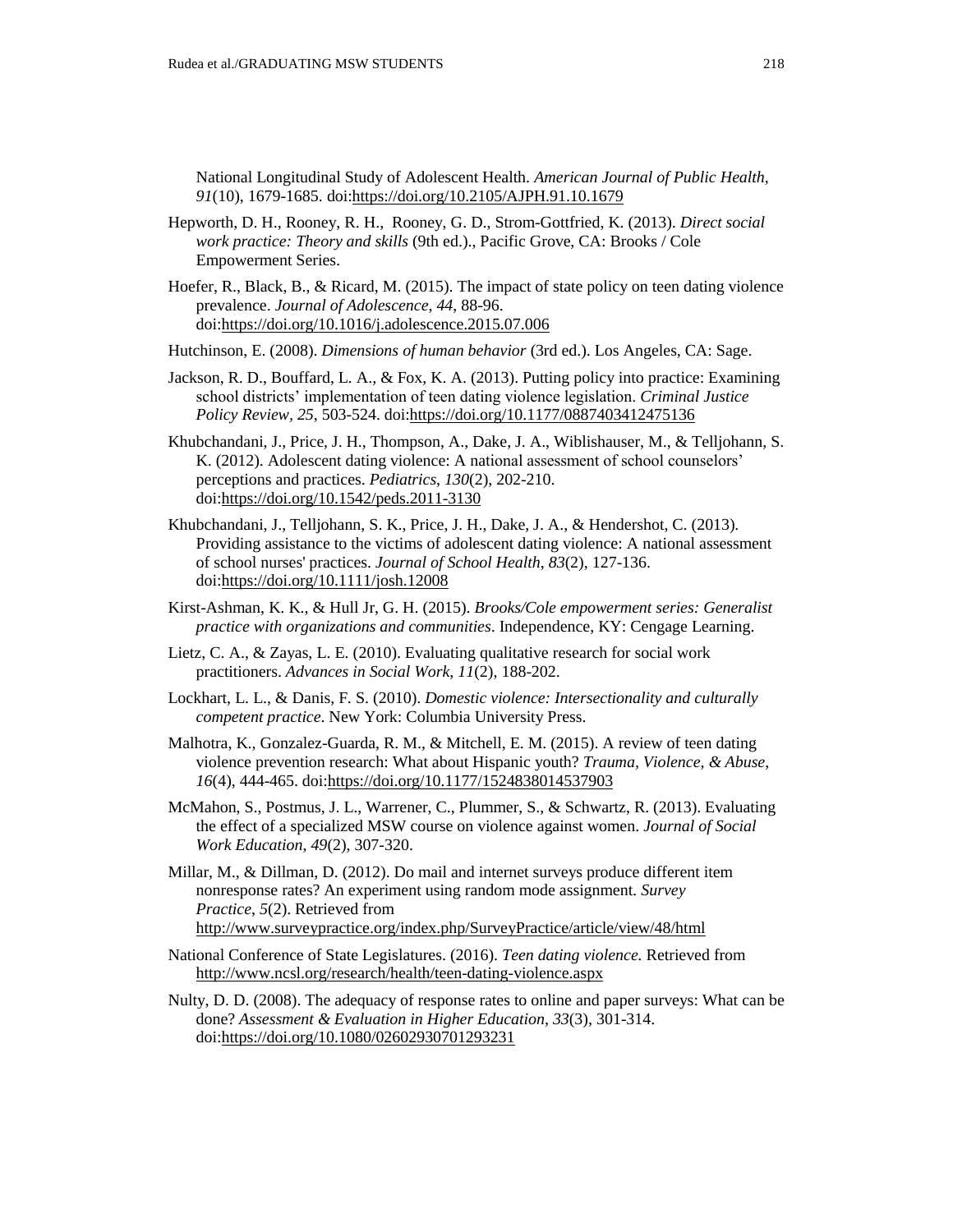National Longitudinal Study of Adolescent Health. *American Journal of Public Health, 91*(10), 1679-1685. doi:https://doi.org/10.2105/AJPH.91.10.1679

Hepworth, D. H., Rooney, R. H., Rooney, G. D., Strom-Gottfried, K. (2013). *Direct social work practice: Theory and skills* (9th ed.)., Pacific Grove, CA: Brooks / Cole Empowerment Series.

Hoefer, R., Black, B., & Ricard, M. (2015). The impact of state policy on teen dating violence prevalence. *Journal of Adolescence, 44*, 88-96. doi:https://doi.org/10.1016/j.adolescence.2015.07.006

Hutchinson, E. (2008). *Dimensions of human behavior* (3rd ed.). Los Angeles, CA: Sage.

Jackson, R. D., Bouffard, L. A., & Fox, K. A. (2013). Putting policy into practice: Examining school districts' implementation of teen dating violence legislation. *Criminal Justice Policy Review, 25*, 503-524. doi:https://doi.org/10.1177/0887403412475136

Khubchandani, J., Price, J. H., Thompson, A., Dake, J. A., Wiblishauser, M., & Telljohann, S. K. (2012). Adolescent dating violence: A national assessment of school counselors' perceptions and practices. *Pediatrics, 130*(2), 202-210. doi:https://doi.org/10.1542/peds.2011-3130

Khubchandani, J., Telljohann, S. K., Price, J. H., Dake, J. A., & Hendershot, C. (2013). Providing assistance to the victims of adolescent dating violence: A national assessment of school nurses' practices. *Journal of School Health, 83*(2), 127-136. doi:https://doi.org/10.1111/josh.12008

Kirst-Ashman, K. K., & Hull Jr, G. H. (2015). *Brooks/Cole empowerment series: Generalist practice with organizations and communities*. Independence, KY: Cengage Learning.

Lietz, C. A., & Zayas, L. E. (2010). Evaluating qualitative research for social work practitioners. *Advances in Social Work, 11*(2), 188-202.

Lockhart, L. L., & Danis, F. S. (2010). *Domestic violence: Intersectionality and culturally competent practice*. New York: Columbia University Press.

Malhotra, K., Gonzalez-Guarda, R. M., & Mitchell, E. M. (2015). A review of teen dating violence prevention research: What about Hispanic youth? *Trauma, Violence, & Abuse, 16*(4), 444-465. doi:https://doi.org/10.1177/1524838014537903

McMahon, S., Postmus, J. L., Warrener, C., Plummer, S., & Schwartz, R. (2013). Evaluating the effect of a specialized MSW course on violence against women. *Journal of Social Work Education, 49*(2), 307-320.

Millar, M., & Dillman, D. (2012). Do mail and internet surveys produce different item nonresponse rates? An experiment using random mode assignment. *Survey Practice, 5*(2). Retrieved from http://www.surveypractice.org/index.php/SurveyPractice/article/view/48/html

National Conference of State Legislatures. (2016). *Teen dating violence.* Retrieved from http://www.ncsl.org/research/health/teen-dating-violence.aspx

Nulty, D. D. (2008). The adequacy of response rates to online and paper surveys: What can be done? *Assessment & Evaluation in Higher Education, 33*(3), 301-314. doi:https://doi.org/10.1080/02602930701293231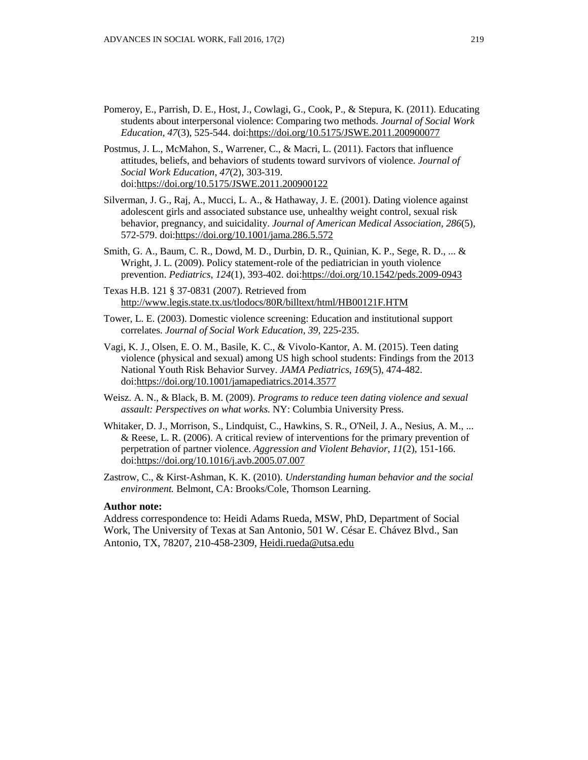Pomeroy, E., Parrish, D. E., Host, J., Cowlagi, G., Cook, P., & Stepura, K. (2011). Educating students about interpersonal violence: Comparing two methods. *Journal of Social Work Education*, *47*(3), 525-544. doi:https://doi.org/10.5175/JSWE.2011.200900077

Postmus, J. L., McMahon, S., Warrener, C., & Macri, L. (2011). Factors that influence attitudes, beliefs, and behaviors of students toward survivors of violence. *Journal of Social Work Education*, *47*(2), 303-319. doi:https://doi.org/10.5175/JSWE.2011.200900122

Silverman, J. G., Raj, A., Mucci, L. A., & Hathaway, J. E. (2001). Dating violence against adolescent girls and associated substance use, unhealthy weight control, sexual risk behavior, pregnancy, and suicidality. *Journal of American Medical Association, 286*(5), 572-579. doi:https://doi.org/10.1001/jama.286.5.572

Smith, G. A., Baum, C. R., Dowd, M. D., Durbin, D. R., Quinian, K. P., Sege, R. D., ... & Wright, J. L. (2009). Policy statement-role of the pediatrician in youth violence prevention. *Pediatrics*, *124*(1), 393-402. doi:https://doi.org/10.1542/peds.2009-0943

Texas H.B. 121 § 37-0831 (2007). Retrieved from http://www.legis.state.tx.us/tlodocs/80R/billtext/html/HB00121F.HTM

Tower, L. E. (2003). Domestic violence screening: Education and institutional support correlates. *Journal of Social Work Education*, *39*, 225-235.

Vagi, K. J., Olsen, E. O. M., Basile, K. C., & Vivolo-Kantor, A. M. (2015). Teen dating violence (physical and sexual) among US high school students: Findings from the 2013 National Youth Risk Behavior Survey. *JAMA Pediatrics*, *169*(5), 474-482. doi:https://doi.org/10.1001/jamapediatrics.2014.3577

Weisz. A. N., & Black, B. M. (2009). *Programs to reduce teen dating violence and sexual assault: Perspectives on what works.* NY: Columbia University Press.

Whitaker, D. J., Morrison, S., Lindquist, C., Hawkins, S. R., O'Neil, J. A., Nesius, A. M., ... & Reese, L. R. (2006). A critical review of interventions for the primary prevention of perpetration of partner violence. *Aggression and Violent Behavior*, *11*(2), 151-166. doi:https://doi.org/10.1016/j.avb.2005.07.007

Zastrow, C., & Kirst-Ashman, K. K. (2010). *Understanding human behavior and the social environment.* Belmont, CA: Brooks/Cole, Thomson Learning.

**Author note:**
Address correspondence to: Heidi Adams Rueda, MSW, PhD, Department of Social Work, The University of Texas at San Antonio, 501 W. César E. Chávez Blvd., San Antonio, TX, 78207, 210-458-2309, Heidi.rueda@utsa.edu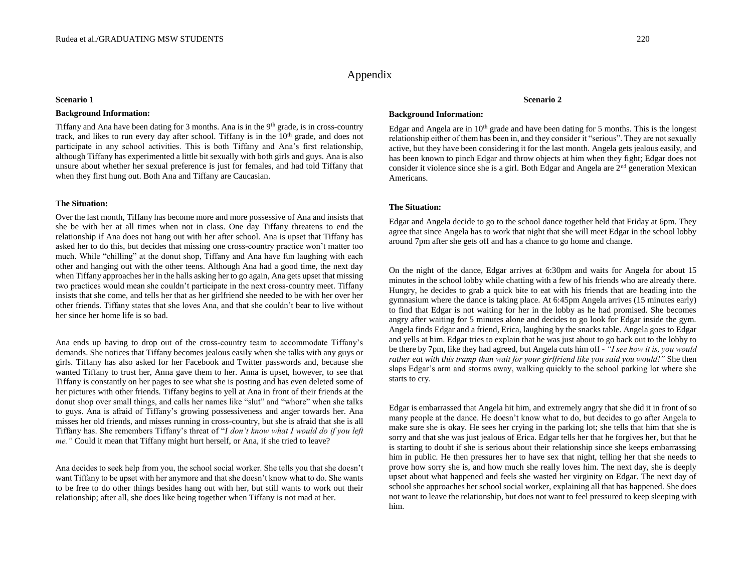# Appendix

## Scenario 1

### Background Information:

Tiffany and Ana have been dating for 3 months. Ana is in the 9th grade, is in cross-country track, and likes to run every day after school. Tiffany is in the 10th grade, and does not participate in any school activities. This is both Tiffany and Ana's first relationship, although Tiffany has experimented a little bit sexually with both girls and guys. Ana is also unsure about whether her sexual preference is just for females, and had told Tiffany that when they first hung out. Both Ana and Tiffany are Caucasian.

### The Situation:

Over the last month, Tiffany has become more and more possessive of Ana and insists that she be with her at all times when not in class. One day Tiffany threatens to end the relationship if Ana does not hang out with her after school. Ana is upset that Tiffany has asked her to do this, but decides that missing one cross-country practice won't matter too much. While "chilling" at the donut shop, Tiffany and Ana have fun laughing with each other and hanging out with the other teens. Although Ana had a good time, the next day when Tiffany approaches her in the halls asking her to go again, Ana gets upset that missing two practices would mean she couldn't participate in the next cross-country meet. Tiffany insists that she come, and tells her that as her girlfriend she needed to be with her over her other friends. Tiffany states that she loves Ana, and that she couldn't bear to live without her since her home life is so bad.

Ana ends up having to drop out of the cross-country team to accommodate Tiffany's demands. She notices that Tiffany becomes jealous easily when she talks with any guys or girls. Tiffany has also asked for her Facebook and Twitter passwords and, because she wanted Tiffany to trust her, Anna gave them to her. Anna is upset, however, to see that Tiffany is constantly on her pages to see what she is posting and has even deleted some of her pictures with other friends. Tiffany begins to yell at Ana in front of their friends at the donut shop over small things, and calls her names like "slut" and "whore" when she talks to guys. Ana is afraid of Tiffany's growing possessiveness and anger towards her. Ana misses her old friends, and misses running in cross-country, but she is afraid that she is all Tiffany has. She remembers Tiffany's threat of "*I don't know what I would do if you left me.*" Could it mean that Tiffany might hurt herself, or Ana, if she tried to leave?

Ana decides to seek help from you, the school social worker. She tells you that she doesn't want Tiffany to be upset with her anymore and that she doesn't know what to do. She wants to be free to do other things besides hang out with her, but still wants to work out their relationship; after all, she does like being together when Tiffany is not mad at her.

## Scenario 2

### Background Information:

Edgar and Angela are in 10th grade and have been dating for 5 months. This is the longest relationship either of them has been in, and they consider it "serious". They are not sexually active, but they have been considering it for the last month. Angela gets jealous easily, and has been known to pinch Edgar and throw objects at him when they fight; Edgar does not consider it violence since she is a girl. Both Edgar and Angela are 2nd generation Mexican Americans.

### The Situation:

Edgar and Angela decide to go to the school dance together held that Friday at 6pm. They agree that since Angela has to work that night that she will meet Edgar in the school lobby around 7pm after she gets off and has a chance to go home and change.

On the night of the dance, Edgar arrives at 6:30pm and waits for Angela for about 15 minutes in the school lobby while chatting with a few of his friends who are already there. Hungry, he decides to grab a quick bite to eat with his friends that are heading into the gymnasium where the dance is taking place. At 6:45pm Angela arrives (15 minutes early) to find that Edgar is not waiting for her in the lobby as he had promised. She becomes angry after waiting for 5 minutes alone and decides to go look for Edgar inside the gym. Angela finds Edgar and a friend, Erica, laughing by the snacks table. Angela goes to Edgar and yells at him. Edgar tries to explain that he was just about to go back out to the lobby to be there by 7pm, like they had agreed, but Angela cuts him off - *"I see how it is, you would rather eat with this tramp than wait for your girlfriend like you said you would!"* She then slaps Edgar's arm and storms away, walking quickly to the school parking lot where she starts to cry.

Edgar is embarrassed that Angela hit him, and extremely angry that she did it in front of so many people at the dance. He doesn't know what to do, but decides to go after Angela to make sure she is okay. He sees her crying in the parking lot; she tells that him that she is sorry and that she was just jealous of Erica. Edgar tells her that he forgives her, but that he is starting to doubt if she is serious about their relationship since she keeps embarrassing him in public. He then pressures her to have sex that night, telling her that she needs to prove how sorry she is, and how much she really loves him. The next day, she is deeply upset about what happened and feels she wasted her virginity on Edgar. The next day of school she approaches her school social worker, explaining all that has happened. She does not want to leave the relationship, but does not want to feel pressured to keep sleeping with him.